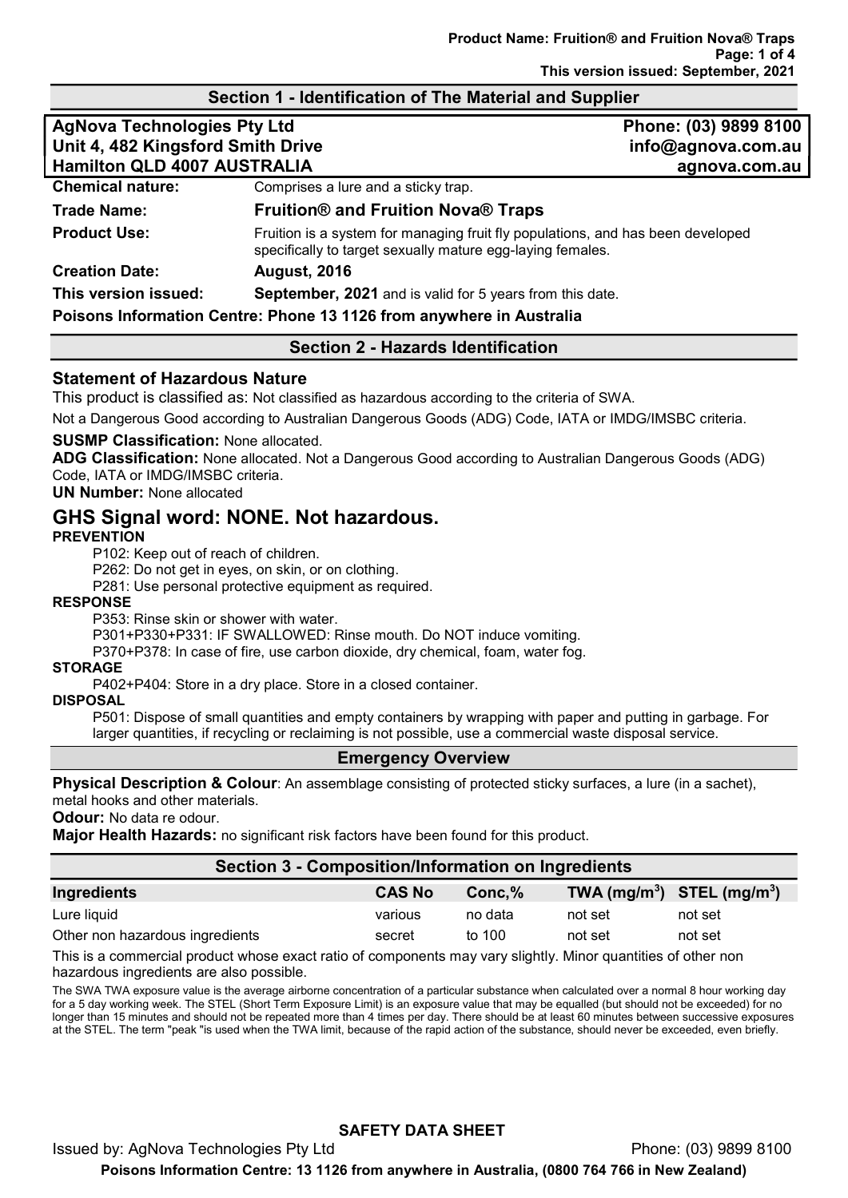## Section 1 - Identification of The Material and Supplier

| | |
|---|---|
| **AgNova Technologies Pty Ltd** | **Phone: (03) 9899 8100** |
| **Unit 4, 482 Kingsford Smith Drive** | **info@agnova.com.au** |
| **Hamilton QLD 4007 AUSTRALIA** | **agnova.com.au** |

**Chemical nature:** Comprises a lure and a sticky trap.

**Trade Name:** **Fruition® and Fruition Nova® Traps**

**Product Use:** Fruition is a system for managing fruit fly populations, and has been developed specifically to target sexually mature egg-laying females.

**Creation Date:** **August, 2016**

**This version issued:** **September, 2021** and is valid for 5 years from this date.

**Poisons Information Centre: Phone 13 1126 from anywhere in Australia**

## Section 2 - Hazards Identification

### Statement of Hazardous Nature

This product is classified as: Not classified as hazardous according to the criteria of SWA.

Not a Dangerous Good according to Australian Dangerous Goods (ADG) Code, IATA or IMDG/IMSBC criteria.

**SUSMP Classification:** None allocated.

**ADG Classification:** None allocated. Not a Dangerous Good according to Australian Dangerous Goods (ADG) Code, IATA or IMDG/IMSBC criteria.

**UN Number:** None allocated

# GHS Signal word: NONE. Not hazardous.

**PREVENTION**

P102: Keep out of reach of children.

P262: Do not get in eyes, on skin, or on clothing.

P281: Use personal protective equipment as required.

**RESPONSE**

P353: Rinse skin or shower with water.

P301+P330+P331: IF SWALLOWED: Rinse mouth. Do NOT induce vomiting.

P370+P378: In case of fire, use carbon dioxide, dry chemical, foam, water fog.

**STORAGE**

P402+P404: Store in a dry place. Store in a closed container.

**DISPOSAL**

P501: Dispose of small quantities and empty containers by wrapping with paper and putting in garbage. For larger quantities, if recycling or reclaiming is not possible, use a commercial waste disposal service.

## Emergency Overview

**Physical Description & Colour**: An assemblage consisting of protected sticky surfaces, a lure (in a sachet), metal hooks and other materials.

**Odour:** No data re odour.

**Major Health Hazards:** no significant risk factors have been found for this product.

## Section 3 - Composition/Information on Ingredients

| Ingredients | CAS No | Conc,% | TWA (mg/m$^3$) | STEL (mg/m$^3$) |
|---|---|---|---|---|
| Lure liquid | various | no data | not set | not set |
| Other non hazardous ingredients | secret | to 100 | not set | not set |

This is a commercial product whose exact ratio of components may vary slightly. Minor quantities of other non hazardous ingredients are also possible.

The SWA TWA exposure value is the average airborne concentration of a particular substance when calculated over a normal 8 hour working day for a 5 day working week. The STEL (Short Term Exposure Limit) is an exposure value that may be equalled (but should not be exceeded) for no longer than 15 minutes and should not be repeated more than 4 times per day. There should be at least 60 minutes between successive exposures at the STEL. The term "peak "is used when the TWA limit, because of the rapid action of the substance, should never be exceeded, even briefly.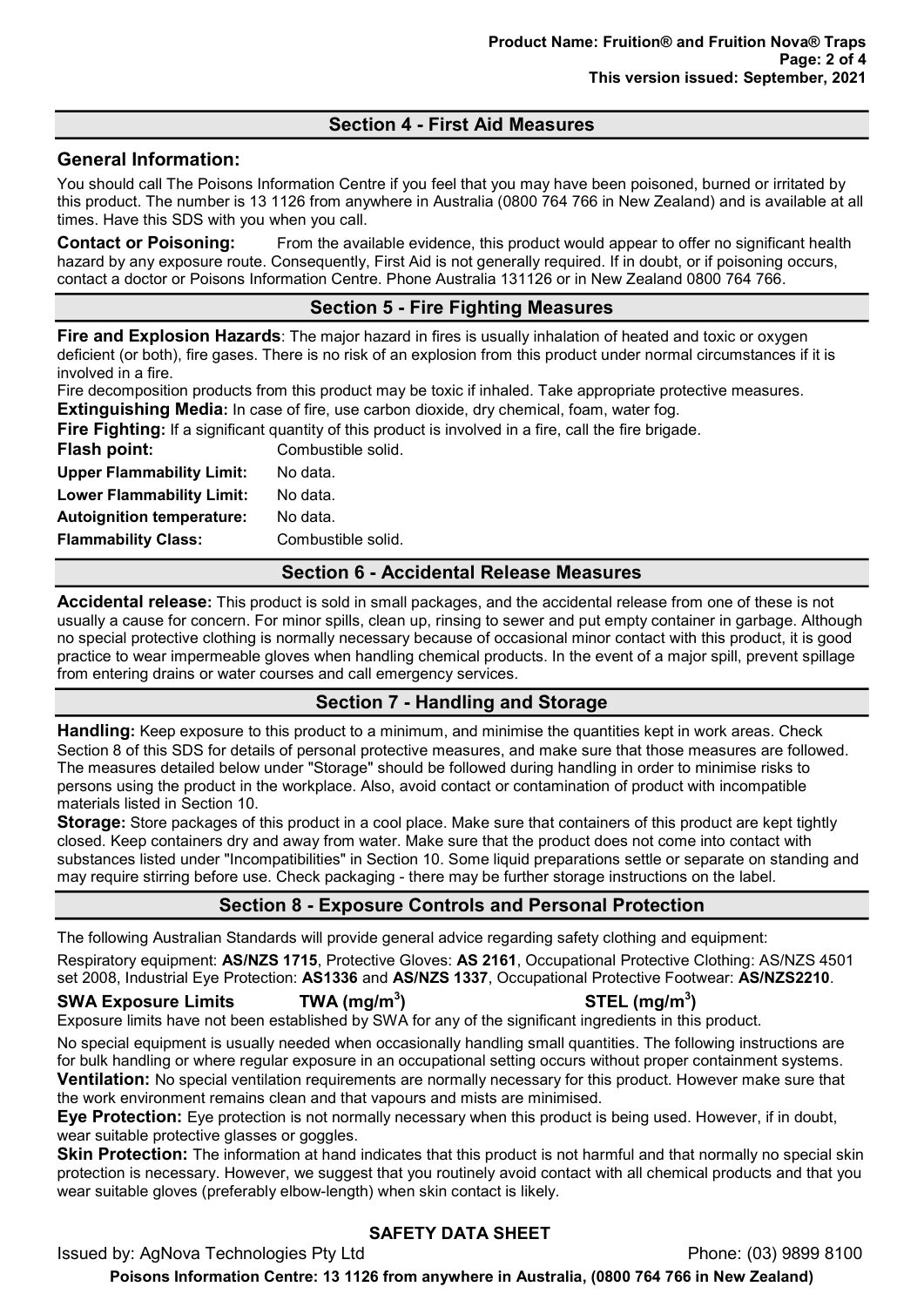## Section 4 - First Aid Measures

### General Information:

You should call The Poisons Information Centre if you feel that you may have been poisoned, burned or irritated by this product. The number is 13 1126 from anywhere in Australia (0800 764 766 in New Zealand) and is available at all times. Have this SDS with you when you call.

**Contact or Poisoning:** From the available evidence, this product would appear to offer no significant health hazard by any exposure route. Consequently, First Aid is not generally required. If in doubt, or if poisoning occurs, contact a doctor or Poisons Information Centre. Phone Australia 131126 or in New Zealand 0800 764 766.

## Section 5 - Fire Fighting Measures

**Fire and Explosion Hazards**: The major hazard in fires is usually inhalation of heated and toxic or oxygen deficient (or both), fire gases. There is no risk of an explosion from this product under normal circumstances if it is involved in a fire.

Fire decomposition products from this product may be toxic if inhaled. Take appropriate protective measures.

**Extinguishing Media:** In case of fire, use carbon dioxide, dry chemical, foam, water fog.

**Fire Fighting:** If a significant quantity of this product is involved in a fire, call the fire brigade.

| | |
|---|---|
| **Flash point:** | Combustible solid. |
| **Upper Flammability Limit:** | No data. |
| **Lower Flammability Limit:** | No data. |
| **Autoignition temperature:** | No data. |
| **Flammability Class:** | Combustible solid. |

## Section 6 - Accidental Release Measures

**Accidental release:** This product is sold in small packages, and the accidental release from one of these is not usually a cause for concern. For minor spills, clean up, rinsing to sewer and put empty container in garbage. Although no special protective clothing is normally necessary because of occasional minor contact with this product, it is good practice to wear impermeable gloves when handling chemical products. In the event of a major spill, prevent spillage from entering drains or water courses and call emergency services.

## Section 7 - Handling and Storage

**Handling:** Keep exposure to this product to a minimum, and minimise the quantities kept in work areas. Check Section 8 of this SDS for details of personal protective measures, and make sure that those measures are followed. The measures detailed below under "Storage" should be followed during handling in order to minimise risks to persons using the product in the workplace. Also, avoid contact or contamination of product with incompatible materials listed in Section 10.

**Storage:** Store packages of this product in a cool place. Make sure that containers of this product are kept tightly closed. Keep containers dry and away from water. Make sure that the product does not come into contact with substances listed under "Incompatibilities" in Section 10. Some liquid preparations settle or separate on standing and may require stirring before use. Check packaging - there may be further storage instructions on the label.

## Section 8 - Exposure Controls and Personal Protection

The following Australian Standards will provide general advice regarding safety clothing and equipment:

Respiratory equipment: **AS/NZS 1715**, Protective Gloves: **AS 2161**, Occupational Protective Clothing: AS/NZS 4501 set 2008, Industrial Eye Protection: **AS1336** and **AS/NZS 1337**, Occupational Protective Footwear: **AS/NZS2210**.

| **SWA Exposure Limits** | **TWA (mg/m$^3$)** | **STEL (mg/m$^3$)** |
|---|---|---|

Exposure limits have not been established by SWA for any of the significant ingredients in this product.

No special equipment is usually needed when occasionally handling small quantities. The following instructions are for bulk handling or where regular exposure in an occupational setting occurs without proper containment systems.

**Ventilation:** No special ventilation requirements are normally necessary for this product. However make sure that the work environment remains clean and that vapours and mists are minimised.

**Eye Protection:** Eye protection is not normally necessary when this product is being used. However, if in doubt, wear suitable protective glasses or goggles.

**Skin Protection:** The information at hand indicates that this product is not harmful and that normally no special skin protection is necessary. However, we suggest that you routinely avoid contact with all chemical products and that you wear suitable gloves (preferably elbow-length) when skin contact is likely.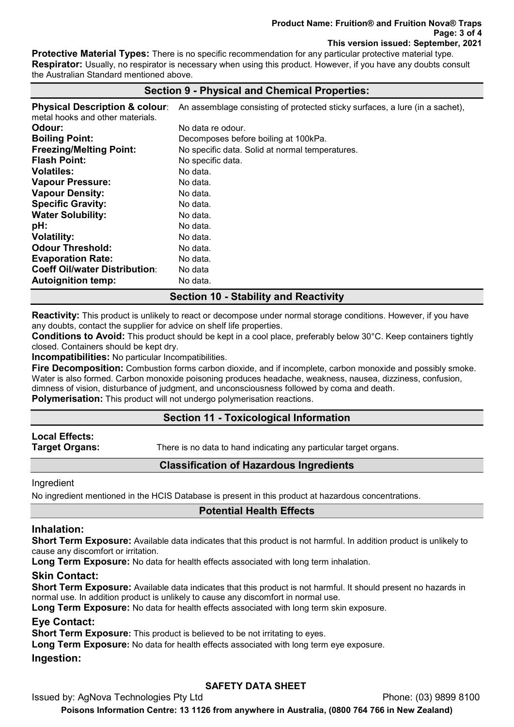**Protective Material Types:** There is no specific recommendation for any particular protective material type.
**Respirator:** Usually, no respirator is necessary when using this product. However, if you have any doubts consult the Australian Standard mentioned above.

## Section 9 - Physical and Chemical Properties:

| | |
|---|---|
| **Physical Description & colour**: | An assemblage consisting of protected sticky surfaces, a lure (in a sachet), metal hooks and other materials. |
| **Odour:** | No data re odour. |
| **Boiling Point:** | Decomposes before boiling at 100kPa. |
| **Freezing/Melting Point:** | No specific data. Solid at normal temperatures. |
| **Flash Point:** | No specific data. |
| **Volatiles:** | No data. |
| **Vapour Pressure:** | No data. |
| **Vapour Density:** | No data. |
| **Specific Gravity:** | No data. |
| **Water Solubility:** | No data. |
| **pH:** | No data. |
| **Volatility:** | No data. |
| **Odour Threshold:** | No data. |
| **Evaporation Rate:** | No data. |
| **Coeff Oil/water Distribution**: | No data |
| **Autoignition temp:** | No data. |

## Section 10 - Stability and Reactivity

**Reactivity:** This product is unlikely to react or decompose under normal storage conditions. However, if you have any doubts, contact the supplier for advice on shelf life properties.
**Conditions to Avoid:** This product should be kept in a cool place, preferably below 30°C. Keep containers tightly closed. Containers should be kept dry.
**Incompatibilities:** No particular Incompatibilities.
**Fire Decomposition:** Combustion forms carbon dioxide, and if incomplete, carbon monoxide and possibly smoke. Water is also formed. Carbon monoxide poisoning produces headache, weakness, nausea, dizziness, confusion, dimness of vision, disturbance of judgment, and unconsciousness followed by coma and death.
**Polymerisation:** This product will not undergo polymerisation reactions.

## Section 11 - Toxicological Information

**Local Effects:**
**Target Organs:** There is no data to hand indicating any particular target organs.

### Classification of Hazardous Ingredients

Ingredient

No ingredient mentioned in the HCIS Database is present in this product at hazardous concentrations.

### Potential Health Effects

### Inhalation:

**Short Term Exposure:** Available data indicates that this product is not harmful. In addition product is unlikely to cause any discomfort or irritation.
**Long Term Exposure:** No data for health effects associated with long term inhalation.

### Skin Contact:

**Short Term Exposure:** Available data indicates that this product is not harmful. It should present no hazards in normal use. In addition product is unlikely to cause any discomfort in normal use.
**Long Term Exposure:** No data for health effects associated with long term skin exposure.

### Eye Contact:

**Short Term Exposure:** This product is believed to be not irritating to eyes.
**Long Term Exposure:** No data for health effects associated with long term eye exposure.

### Ingestion: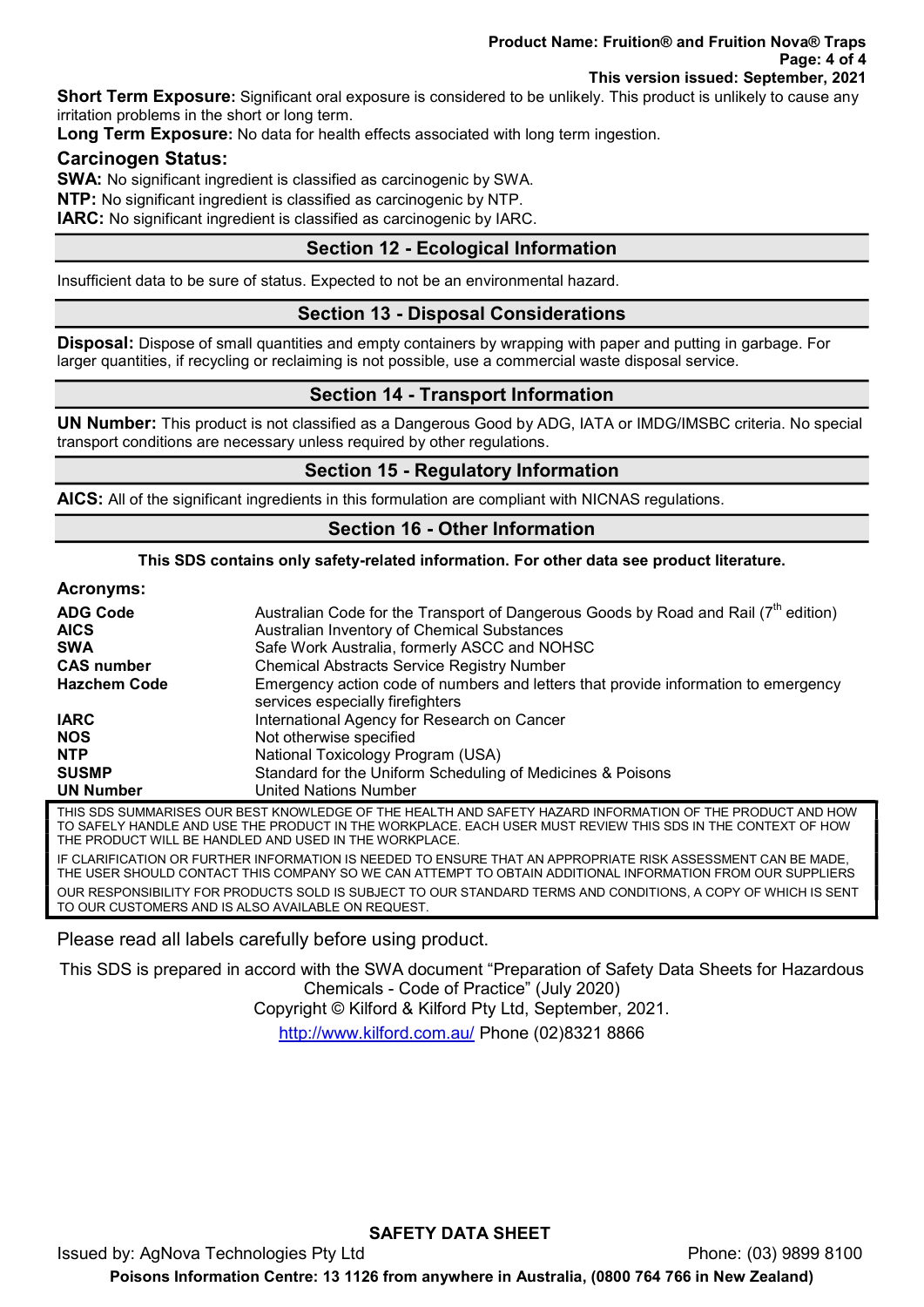**Short Term Exposure:** Significant oral exposure is considered to be unlikely. This product is unlikely to cause any irritation problems in the short or long term.

**Long Term Exposure:** No data for health effects associated with long term ingestion.

### Carcinogen Status:

**SWA:** No significant ingredient is classified as carcinogenic by SWA.

**NTP:** No significant ingredient is classified as carcinogenic by NTP.

**IARC:** No significant ingredient is classified as carcinogenic by IARC.

## Section 12 - Ecological Information

Insufficient data to be sure of status. Expected to not be an environmental hazard.

## Section 13 - Disposal Considerations

**Disposal:** Dispose of small quantities and empty containers by wrapping with paper and putting in garbage. For larger quantities, if recycling or reclaiming is not possible, use a commercial waste disposal service.

## Section 14 - Transport Information

**UN Number:** This product is not classified as a Dangerous Good by ADG, IATA or IMDG/IMSBC criteria. No special transport conditions are necessary unless required by other regulations.

## Section 15 - Regulatory Information

**AICS:** All of the significant ingredients in this formulation are compliant with NICNAS regulations.

## Section 16 - Other Information

**This SDS contains only safety-related information. For other data see product literature.**

### Acronyms:

| | |
|---|---|
| **ADG Code** | Australian Code for the Transport of Dangerous Goods by Road and Rail ($7^{th}$ edition) |
| **AICS** | Australian Inventory of Chemical Substances |
| **SWA** | Safe Work Australia, formerly ASCC and NOHSC |
| **CAS number** | Chemical Abstracts Service Registry Number |
| **Hazchem Code** | Emergency action code of numbers and letters that provide information to emergency services especially firefighters |
| **IARC** | International Agency for Research on Cancer |
| **NOS** | Not otherwise specified |
| **NTP** | National Toxicology Program (USA) |
| **SUSMP** | Standard for the Uniform Scheduling of Medicines & Poisons |
| **UN Number** | United Nations Number |

THIS SDS SUMMARISES OUR BEST KNOWLEDGE OF THE HEALTH AND SAFETY HAZARD INFORMATION OF THE PRODUCT AND HOW TO SAFELY HANDLE AND USE THE PRODUCT IN THE WORKPLACE. EACH USER MUST REVIEW THIS SDS IN THE CONTEXT OF HOW THE PRODUCT WILL BE HANDLED AND USED IN THE WORKPLACE.

IF CLARIFICATION OR FURTHER INFORMATION IS NEEDED TO ENSURE THAT AN APPROPRIATE RISK ASSESSMENT CAN BE MADE, THE USER SHOULD CONTACT THIS COMPANY SO WE CAN ATTEMPT TO OBTAIN ADDITIONAL INFORMATION FROM OUR SUPPLIERS

OUR RESPONSIBILITY FOR PRODUCTS SOLD IS SUBJECT TO OUR STANDARD TERMS AND CONDITIONS, A COPY OF WHICH IS SENT TO OUR CUSTOMERS AND IS ALSO AVAILABLE ON REQUEST.

Please read all labels carefully before using product.

This SDS is prepared in accord with the SWA document "Preparation of Safety Data Sheets for Hazardous Chemicals - Code of Practice" (July 2020)

Copyright © Kilford & Kilford Pty Ltd, September, 2021.

http://www.kilford.com.au/ Phone (02)8321 8866